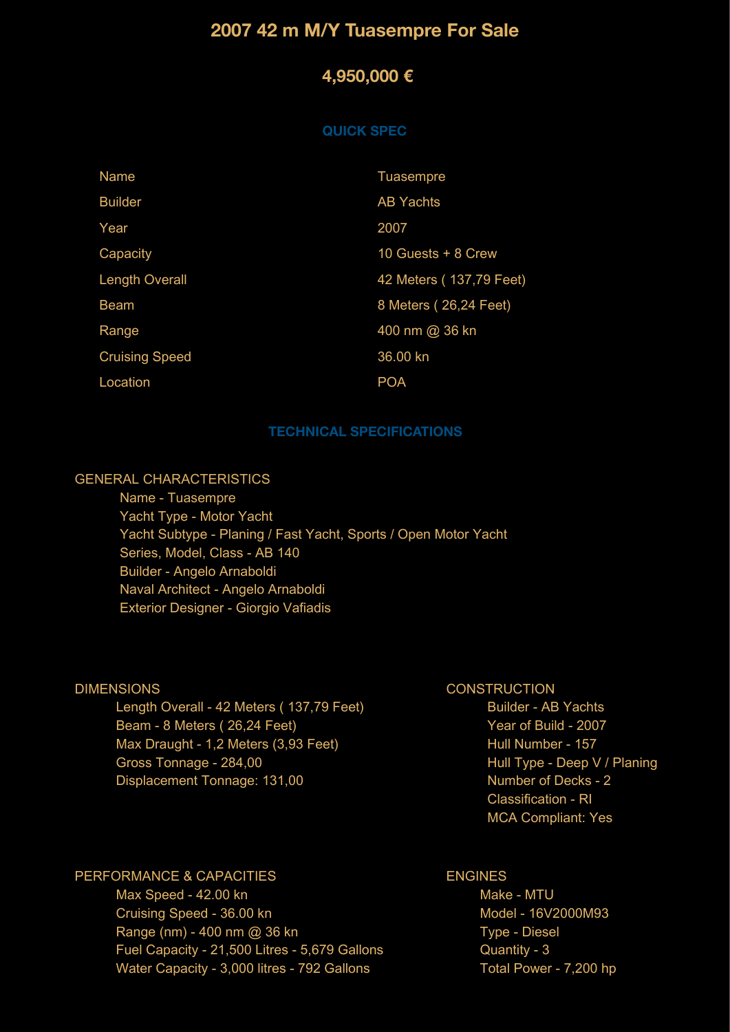# 2007 42 m M/Y Tuasempre For Sale

## 4,950,000 €

### QUICK SPEC

| Name | Tuasempre |
|---|---|
| Builder | AB Yachts |
| Year | 2007 |
| Capacity | 10 Guests + 8 Crew |
| Length Overall | 42 Meters ( 137,79 Feet) |
| Beam | 8 Meters ( 26,24 Feet) |
| Range | 400 nm @ 36 kn |
| Cruising Speed | 36.00 kn |
| Location | POA |

### TECHNICAL SPECIFICATIONS

GENERAL CHARACTERISTICS

- Name - Tuasempre
- Yacht Type - Motor Yacht
- Yacht Subtype - Planing / Fast Yacht, Sports / Open Motor Yacht
- Series, Model, Class - AB 140
- Builder - Angelo Arnaboldi
- Naval Architect - Angelo Arnaboldi
- Exterior Designer - Giorgio Vafiadis

DIMENSIONS

- Length Overall - 42 Meters ( 137,79 Feet)
- Beam - 8 Meters ( 26,24 Feet)
- Max Draught - 1,2 Meters (3,93 Feet)
- Gross Tonnage - 284,00
- Displacement Tonnage: 131,00

CONSTRUCTION

- Builder - AB Yachts
- Year of Build - 2007
- Hull Number - 157
- Hull Type - Deep V / Planing
- Number of Decks - 2
- Classification - RI
- MCA Compliant: Yes

PERFORMANCE & CAPACITIES

- Max Speed - 42.00 kn
- Cruising Speed - 36.00 kn
- Range (nm) - 400 nm @ 36 kn
- Fuel Capacity - 21,500 Litres - 5,679 Gallons
- Water Capacity - 3,000 litres - 792 Gallons

ENGINES

- Make - MTU
- Model - 16V2000M93
- Type - Diesel
- Quantity - 3
- Total Power - 7,200 hp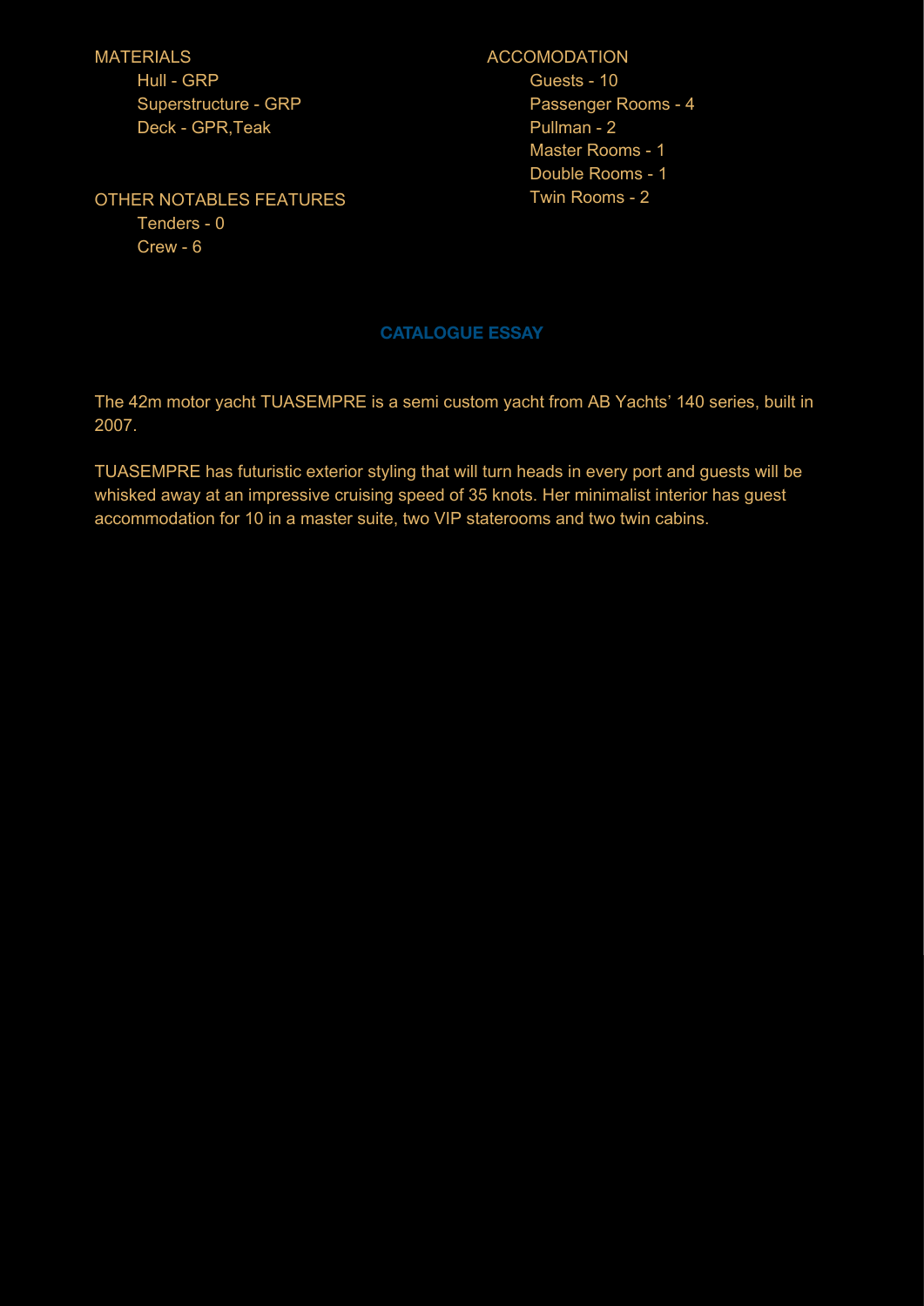MATERIALS

- Hull - GRP
- Superstructure - GRP
- Deck - GPR,Teak

OTHER NOTABLES FEATURES

- Tenders - 0
- Crew - 6

ACCOMODATION

- Guests - 10
- Passenger Rooms - 4
- Pullman - 2
- Master Rooms - 1
- Double Rooms - 1
- Twin Rooms - 2

## CATALOGUE ESSAY

The 42m motor yacht TUASEMPRE is a semi custom yacht from AB Yachts' 140 series, built in 2007.

TUASEMPRE has futuristic exterior styling that will turn heads in every port and guests will be whisked away at an impressive cruising speed of 35 knots. Her minimalist interior has guest accommodation for 10 in a master suite, two VIP staterooms and two twin cabins.